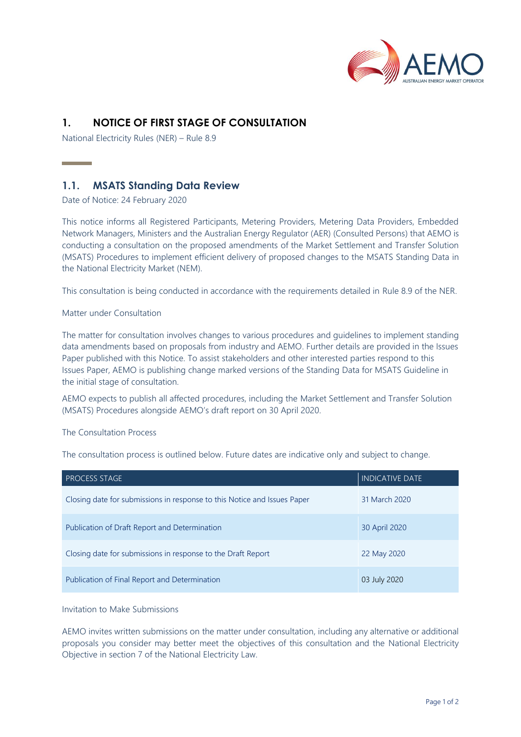# 1. NOTICE OF FIRST STAGE OF CONSULTATION

National Electricity Rules (NER) – Rule 8.9

## 1.1. MSATS Standing Data Review

Date of Notice: 24 February 2020

This notice informs all Registered Participants, Metering Providers, Metering Data Providers, Embedded Network Managers, Ministers and the Australian Energy Regulator (AER) (Consulted Persons) that AEMO is conducting a consultation on the proposed amendments of the Market Settlement and Transfer Solution (MSATS) Procedures to implement efficient delivery of proposed changes to the MSATS Standing Data in the National Electricity Market (NEM).

This consultation is being conducted in accordance with the requirements detailed in Rule 8.9 of the NER.

Matter under Consultation

The matter for consultation involves changes to various procedures and guidelines to implement standing data amendments based on proposals from industry and AEMO. Further details are provided in the Issues Paper published with this Notice. To assist stakeholders and other interested parties respond to this Issues Paper, AEMO is publishing change marked versions of the Standing Data for MSATS Guideline in the initial stage of consultation.

AEMO expects to publish all affected procedures, including the Market Settlement and Transfer Solution (MSATS) Procedures alongside AEMO's draft report on 30 April 2020.

The Consultation Process

The consultation process is outlined below. Future dates are indicative only and subject to change.

| PROCESS STAGE | INDICATIVE DATE |
|---|---|
| Closing date for submissions in response to this Notice and Issues Paper | 31 March 2020 |
| Publication of Draft Report and Determination | 30 April 2020 |
| Closing date for submissions in response to the Draft Report | 22 May 2020 |
| Publication of Final Report and Determination | 03 July 2020 |

Invitation to Make Submissions

AEMO invites written submissions on the matter under consultation, including any alternative or additional proposals you consider may better meet the objectives of this consultation and the National Electricity Objective in section 7 of the National Electricity Law.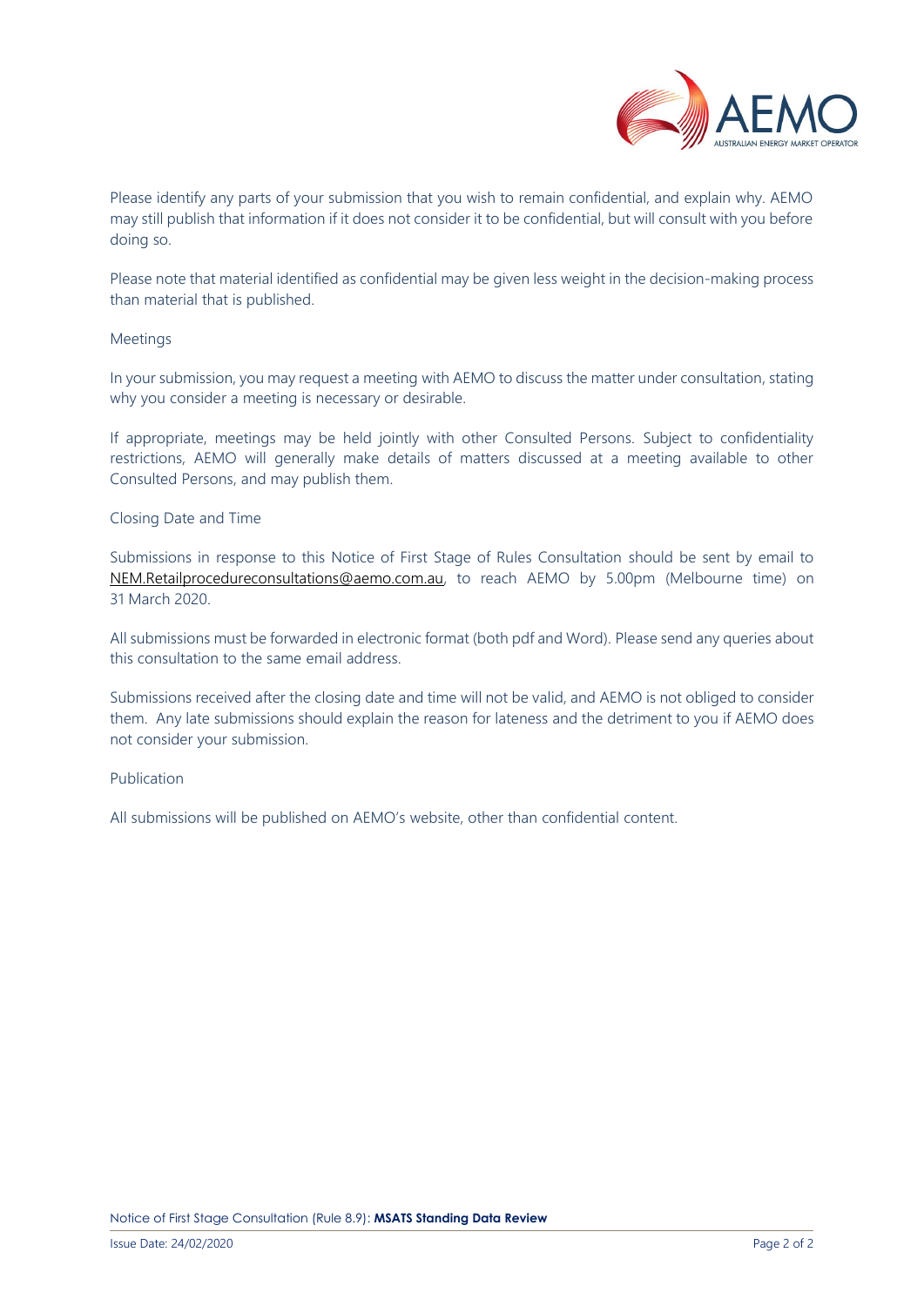Please identify any parts of your submission that you wish to remain confidential, and explain why. AEMO may still publish that information if it does not consider it to be confidential, but will consult with you before doing so.

Please note that material identified as confidential may be given less weight in the decision-making process than material that is published.

Meetings

In your submission, you may request a meeting with AEMO to discuss the matter under consultation, stating why you consider a meeting is necessary or desirable.

If appropriate, meetings may be held jointly with other Consulted Persons. Subject to confidentiality restrictions, AEMO will generally make details of matters discussed at a meeting available to other Consulted Persons, and may publish them.

Closing Date and Time

Submissions in response to this Notice of First Stage of Rules Consultation should be sent by email to NEM.Retailprocedureconsultations@aemo.com.au, to reach AEMO by 5.00pm (Melbourne time) on 31 March 2020.

All submissions must be forwarded in electronic format (both pdf and Word). Please send any queries about this consultation to the same email address.

Submissions received after the closing date and time will not be valid, and AEMO is not obliged to consider them. Any late submissions should explain the reason for lateness and the detriment to you if AEMO does not consider your submission.

Publication

All submissions will be published on AEMO's website, other than confidential content.